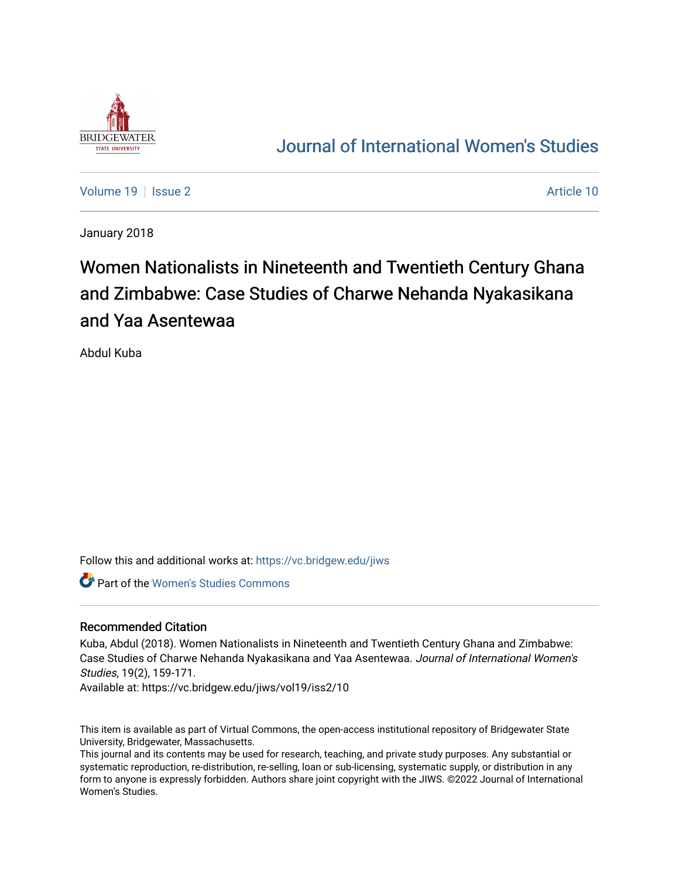# Journal of International Women's Studies

Volume 19 | Issue 2 | Article 10

January 2018

# Women Nationalists in Nineteenth and Twentieth Century Ghana and Zimbabwe: Case Studies of Charwe Nehanda Nyakasikana and Yaa Asentewaa

Abdul Kuba

Follow this and additional works at: https://vc.bridgew.edu/jiws

Part of the Women's Studies Commons

## Recommended Citation

Kuba, Abdul (2018). Women Nationalists in Nineteenth and Twentieth Century Ghana and Zimbabwe: Case Studies of Charwe Nehanda Nyakasikana and Yaa Asentewaa. *Journal of International Women's Studies*, 19(2), 159-171.

Available at: https://vc.bridgew.edu/jiws/vol19/iss2/10

This item is available as part of Virtual Commons, the open-access institutional repository of Bridgewater State University, Bridgewater, Massachusetts.

This journal and its contents may be used for research, teaching, and private study purposes. Any substantial or systematic reproduction, re-distribution, re-selling, loan or sub-licensing, systematic supply, or distribution in any form to anyone is expressly forbidden. Authors share joint copyright with the JIWS. ©2022 Journal of International Women's Studies.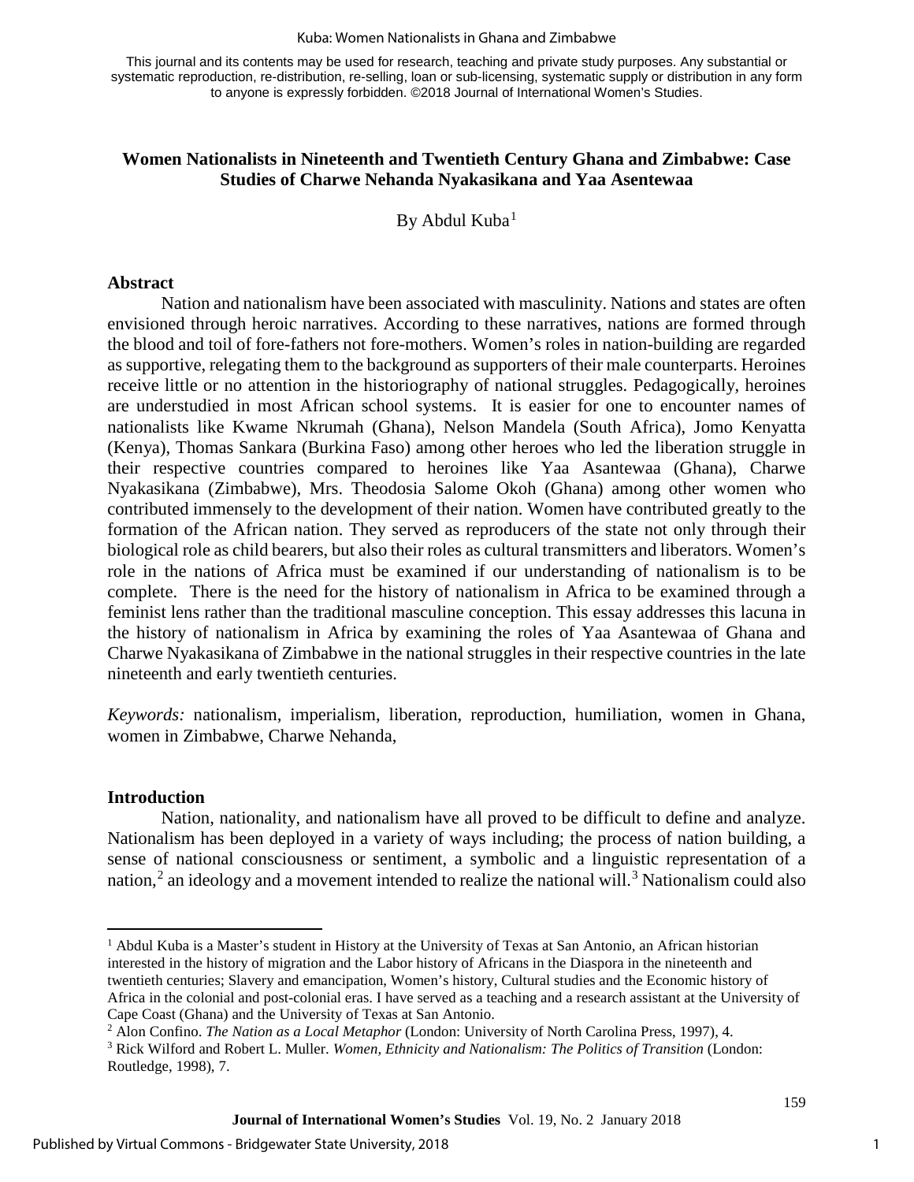This journal and its contents may be used for research, teaching and private study purposes. Any substantial or systematic reproduction, re-distribution, re-selling, loan or sub-licensing, systematic supply or distribution in any form to anyone is expressly forbidden. ©2018 Journal of International Women's Studies.

## Women Nationalists in Nineteenth and Twentieth Century Ghana and Zimbabwe: Case Studies of Charwe Nehanda Nyakasikana and Yaa Asentewaa

By Abdul Kuba[1]

### Abstract

Nation and nationalism have been associated with masculinity. Nations and states are often envisioned through heroic narratives. According to these narratives, nations are formed through the blood and toil of fore-fathers not fore-mothers. Women's roles in nation-building are regarded as supportive, relegating them to the background as supporters of their male counterparts. Heroines receive little or no attention in the historiography of national struggles. Pedagogically, heroines are understudied in most African school systems. It is easier for one to encounter names of nationalists like Kwame Nkrumah (Ghana), Nelson Mandela (South Africa), Jomo Kenyatta (Kenya), Thomas Sankara (Burkina Faso) among other heroes who led the liberation struggle in their respective countries compared to heroines like Yaa Asantewaa (Ghana), Charwe Nyakasikana (Zimbabwe), Mrs. Theodosia Salome Okoh (Ghana) among other women who contributed immensely to the development of their nation. Women have contributed greatly to the formation of the African nation. They served as reproducers of the state not only through their biological role as child bearers, but also their roles as cultural transmitters and liberators. Women's role in the nations of Africa must be examined if our understanding of nationalism is to be complete. There is the need for the history of nationalism in Africa to be examined through a feminist lens rather than the traditional masculine conception. This essay addresses this lacuna in the history of nationalism in Africa by examining the roles of Yaa Asantewaa of Ghana and Charwe Nyakasikana of Zimbabwe in the national struggles in their respective countries in the late nineteenth and early twentieth centuries.

*Keywords:* nationalism, imperialism, liberation, reproduction, humiliation, women in Ghana, women in Zimbabwe, Charwe Nehanda,

### Introduction

Nation, nationality, and nationalism have all proved to be difficult to define and analyze. Nationalism has been deployed in a variety of ways including; the process of nation building, a sense of national consciousness or sentiment, a symbolic and a linguistic representation of a nation,[2] an ideology and a movement intended to realize the national will.[3] Nationalism could also

---

[1] Abdul Kuba is a Master's student in History at the University of Texas at San Antonio, an African historian interested in the history of migration and the Labor history of Africans in the Diaspora in the nineteenth and twentieth centuries; Slavery and emancipation, Women's history, Cultural studies and the Economic history of Africa in the colonial and post-colonial eras. I have served as a teaching and a research assistant at the University of Cape Coast (Ghana) and the University of Texas at San Antonio.

[2] Alon Confino. *The Nation as a Local Metaphor* (London: University of North Carolina Press, 1997), 4.

[3] Rick Wilford and Robert L. Muller. *Women, Ethnicity and Nationalism: The Politics of Transition* (London: Routledge, 1998), 7.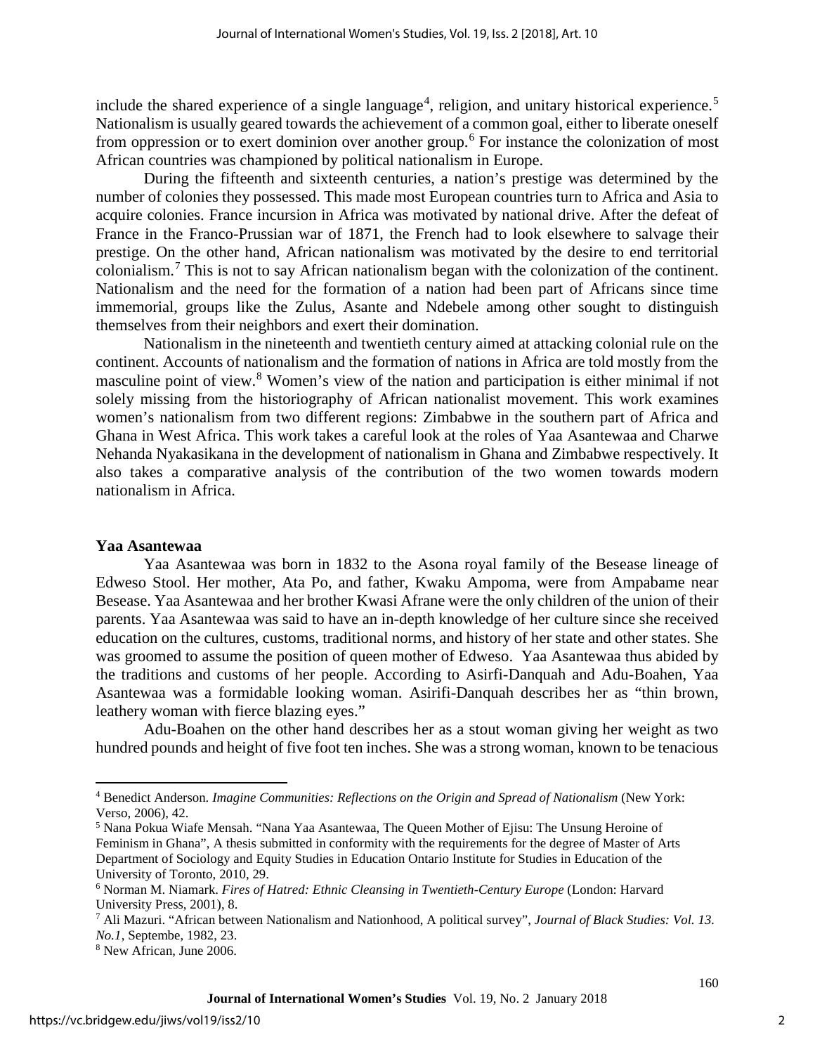include the shared experience of a single language[4], religion, and unitary historical experience.[5] Nationalism is usually geared towards the achievement of a common goal, either to liberate oneself from oppression or to exert dominion over another group.[6] For instance the colonization of most African countries was championed by political nationalism in Europe.

During the fifteenth and sixteenth centuries, a nation's prestige was determined by the number of colonies they possessed. This made most European countries turn to Africa and Asia to acquire colonies. France incursion in Africa was motivated by national drive. After the defeat of France in the Franco-Prussian war of 1871, the French had to look elsewhere to salvage their prestige. On the other hand, African nationalism was motivated by the desire to end territorial colonialism.[7] This is not to say African nationalism began with the colonization of the continent. Nationalism and the need for the formation of a nation had been part of Africans since time immemorial, groups like the Zulus, Asante and Ndebele among other sought to distinguish themselves from their neighbors and exert their domination.

Nationalism in the nineteenth and twentieth century aimed at attacking colonial rule on the continent. Accounts of nationalism and the formation of nations in Africa are told mostly from the masculine point of view.[8] Women's view of the nation and participation is either minimal if not solely missing from the historiography of African nationalist movement. This work examines women's nationalism from two different regions: Zimbabwe in the southern part of Africa and Ghana in West Africa. This work takes a careful look at the roles of Yaa Asantewaa and Charwe Nehanda Nyakasikana in the development of nationalism in Ghana and Zimbabwe respectively. It also takes a comparative analysis of the contribution of the two women towards modern nationalism in Africa.

### Yaa Asantewaa

Yaa Asantewaa was born in 1832 to the Asona royal family of the Besease lineage of Edweso Stool. Her mother, Ata Po, and father, Kwaku Ampoma, were from Ampabame near Besease. Yaa Asantewaa and her brother Kwasi Afrane were the only children of the union of their parents. Yaa Asantewaa was said to have an in-depth knowledge of her culture since she received education on the cultures, customs, traditional norms, and history of her state and other states. She was groomed to assume the position of queen mother of Edweso. Yaa Asantewaa thus abided by the traditions and customs of her people. According to Asirfi-Danquah and Adu-Boahen, Yaa Asantewaa was a formidable looking woman. Asirifi-Danquah describes her as "thin brown, leathery woman with fierce blazing eyes."

Adu-Boahen on the other hand describes her as a stout woman giving her weight as two hundred pounds and height of five foot ten inches. She was a strong woman, known to be tenacious

---

[4] Benedict Anderson. *Imagine Communities: Reflections on the Origin and Spread of Nationalism* (New York: Verso, 2006), 42.

[5] Nana Pokua Wiafe Mensah. "Nana Yaa Asantewaa, The Queen Mother of Ejisu: The Unsung Heroine of Feminism in Ghana", A thesis submitted in conformity with the requirements for the degree of Master of Arts Department of Sociology and Equity Studies in Education Ontario Institute for Studies in Education of the University of Toronto, 2010, 29.

[6] Norman M. Niamark. *Fires of Hatred: Ethnic Cleansing in Twentieth-Century Europe* (London: Harvard University Press, 2001), 8.

[7] Ali Mazuri. "African between Nationalism and Nationhood, A political survey", *Journal of Black Studies: Vol. 13. No.1*, Septembe, 1982, 23.

[8] New African, June 2006.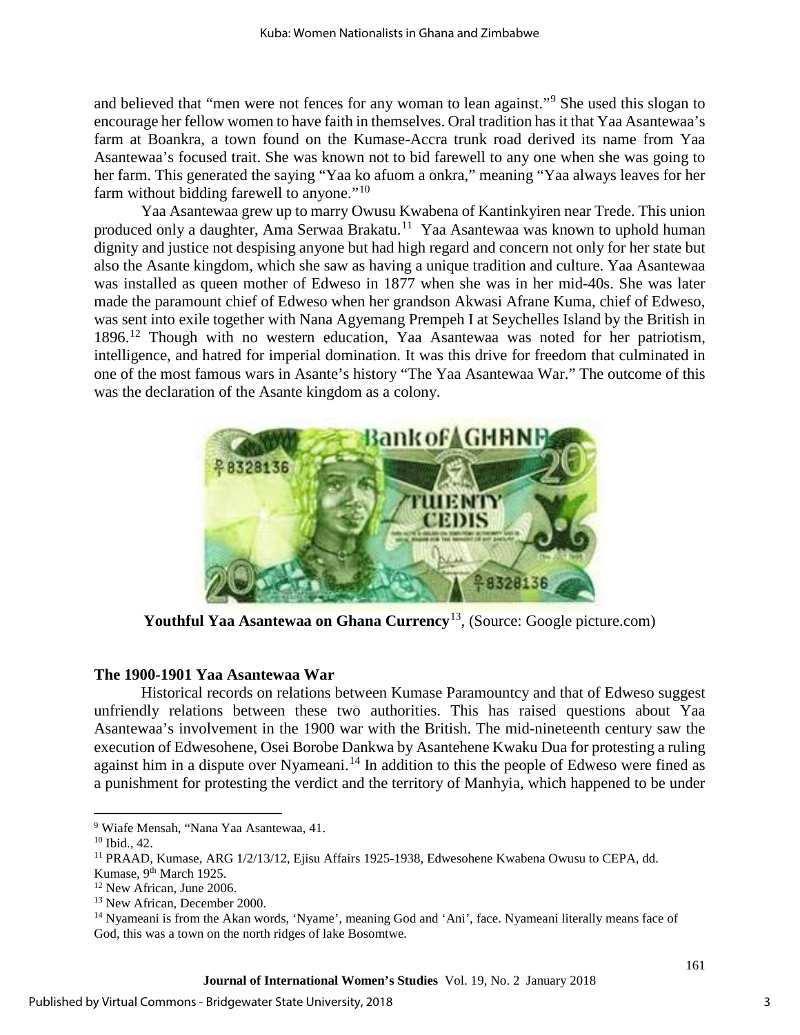and believed that "men were not fences for any woman to lean against."[9] She used this slogan to encourage her fellow women to have faith in themselves. Oral tradition has it that Yaa Asantewaa's farm at Boankra, a town found on the Kumase-Accra trunk road derived its name from Yaa Asantewaa's focused trait. She was known not to bid farewell to any one when she was going to her farm. This generated the saying "Yaa ko afuom a onkra," meaning "Yaa always leaves for her farm without bidding farewell to anyone."[10]

Yaa Asantewaa grew up to marry Owusu Kwabena of Kantinkyiren near Trede. This union produced only a daughter, Ama Serwaa Brakatu.[11] Yaa Asantewaa was known to uphold human dignity and justice not despising anyone but had high regard and concern not only for her state but also the Asante kingdom, which she saw as having a unique tradition and culture. Yaa Asantewaa was installed as queen mother of Edweso in 1877 when she was in her mid-40s. She was later made the paramount chief of Edweso when her grandson Akwasi Afrane Kuma, chief of Edweso, was sent into exile together with Nana Agyemang Prempeh I at Seychelles Island by the British in 1896.[12] Though with no western education, Yaa Asantewaa was noted for her patriotism, intelligence, and hatred for imperial domination. It was this drive for freedom that culminated in one of the most famous wars in Asante's history "The Yaa Asantewaa War." The outcome of this was the declaration of the Asante kingdom as a colony.

**Youthful Yaa Asantewaa on Ghana Currency**[13], (Source: Google picture.com)

### The 1900-1901 Yaa Asantewaa War

Historical records on relations between Kumase Paramountcy and that of Edweso suggest unfriendly relations between these two authorities. This has raised questions about Yaa Asantewaa's involvement in the 1900 war with the British. The mid-nineteenth century saw the execution of Edwesohene, Osei Borobe Dankwa by Asantehene Kwaku Dua for protesting a ruling against him in a dispute over Nyameani.[14] In addition to this the people of Edweso were fined as a punishment for protesting the verdict and the territory of Manhyia, which happened to be under

---

[9] Wiafe Mensah, "Nana Yaa Asantewaa, 41.

[10] Ibid., 42.

[11] PRAAD, Kumase, ARG 1/2/13/12, Ejisu Affairs 1925-1938, Edwesohene Kwabena Owusu to CEPA, dd. Kumase, 9th March 1925.

[12] New African, June 2006.

[13] New African, December 2000.

[14] Nyameani is from the Akan words, 'Nyame', meaning God and 'Ani', face. Nyameani literally means face of God, this was a town on the north ridges of lake Bosomtwe.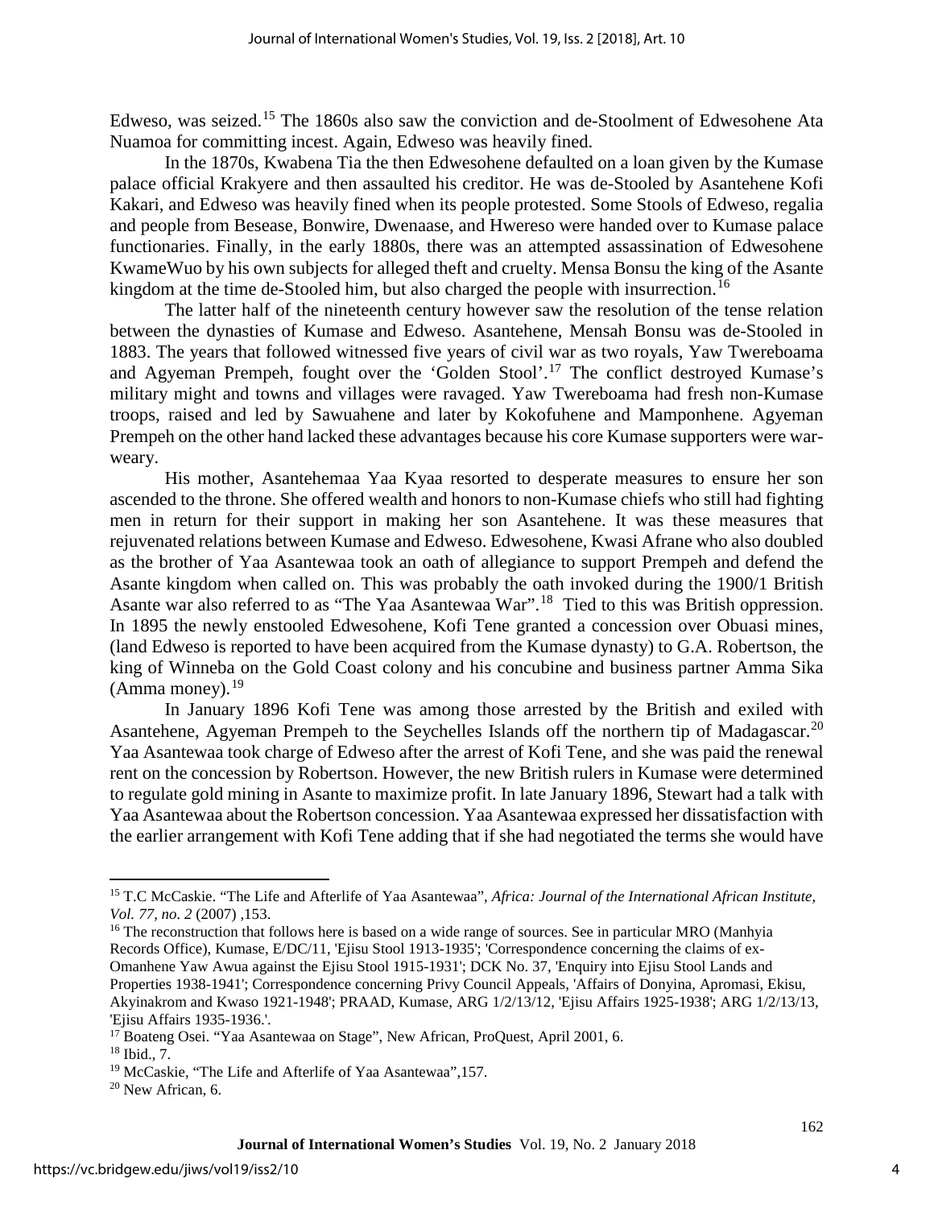Edweso, was seized.[15] The 1860s also saw the conviction and de-Stoolment of Edwesohene Ata Nuamoa for committing incest. Again, Edweso was heavily fined.

In the 1870s, Kwabena Tia the then Edwesohene defaulted on a loan given by the Kumase palace official Krakyere and then assaulted his creditor. He was de-Stooled by Asantehene Kofi Kakari, and Edweso was heavily fined when its people protested. Some Stools of Edweso, regalia and people from Besease, Bonwire, Dwenaase, and Hwereso were handed over to Kumase palace functionaries. Finally, in the early 1880s, there was an attempted assassination of Edwesohene KwameWuo by his own subjects for alleged theft and cruelty. Mensa Bonsu the king of the Asante kingdom at the time de-Stooled him, but also charged the people with insurrection.[16]

The latter half of the nineteenth century however saw the resolution of the tense relation between the dynasties of Kumase and Edweso. Asantehene, Mensah Bonsu was de-Stooled in 1883. The years that followed witnessed five years of civil war as two royals, Yaw Twereboama and Agyeman Prempeh, fought over the 'Golden Stool'.[17] The conflict destroyed Kumase's military might and towns and villages were ravaged. Yaw Twereboama had fresh non-Kumase troops, raised and led by Sawuahene and later by Kokofuhene and Mamponhene. Agyeman Prempeh on the other hand lacked these advantages because his core Kumase supporters were war-weary.

His mother, Asantehemaa Yaa Kyaa resorted to desperate measures to ensure her son ascended to the throne. She offered wealth and honors to non-Kumase chiefs who still had fighting men in return for their support in making her son Asantehene. It was these measures that rejuvenated relations between Kumase and Edweso. Edwesohene, Kwasi Afrane who also doubled as the brother of Yaa Asantewaa took an oath of allegiance to support Prempeh and defend the Asante kingdom when called on. This was probably the oath invoked during the 1900/1 British Asante war also referred to as "The Yaa Asantewaa War".[18] Tied to this was British oppression. In 1895 the newly enstooled Edwesohene, Kofi Tene granted a concession over Obuasi mines, (land Edweso is reported to have been acquired from the Kumase dynasty) to G.A. Robertson, the king of Winneba on the Gold Coast colony and his concubine and business partner Amma Sika (Amma money).[19]

In January 1896 Kofi Tene was among those arrested by the British and exiled with Asantehene, Agyeman Prempeh to the Seychelles Islands off the northern tip of Madagascar.[20] Yaa Asantewaa took charge of Edweso after the arrest of Kofi Tene, and she was paid the renewal rent on the concession by Robertson. However, the new British rulers in Kumase were determined to regulate gold mining in Asante to maximize profit. In late January 1896, Stewart had a talk with Yaa Asantewaa about the Robertson concession. Yaa Asantewaa expressed her dissatisfaction with the earlier arrangement with Kofi Tene adding that if she had negotiated the terms she would have

---

[15] T.C McCaskie. "The Life and Afterlife of Yaa Asantewaa", *Africa: Journal of the International African Institute, Vol. 77, no. 2* (2007) ,153.

[16] The reconstruction that follows here is based on a wide range of sources. See in particular MRO (Manhyia Records Office), Kumase, E/DC/11, 'Ejisu Stool 1913-1935'; 'Correspondence concerning the claims of ex-Omanhene Yaw Awua against the Ejisu Stool 1915-1931'; DCK No. 37, 'Enquiry into Ejisu Stool Lands and Properties 1938-1941'; Correspondence concerning Privy Council Appeals, 'Affairs of Donyina, Apromasi, Ekisu, Akyinakrom and Kwaso 1921-1948'; PRAAD, Kumase, ARG 1/2/13/12, 'Ejisu Affairs 1925-1938'; ARG 1/2/13/13, 'Ejisu Affairs 1935-1936.'.

[17] Boateng Osei. "Yaa Asantewaa on Stage", New African, ProQuest, April 2001, 6.

[18] Ibid., 7.

[19] McCaskie, "The Life and Afterlife of Yaa Asantewaa",157.

[20] New African, 6.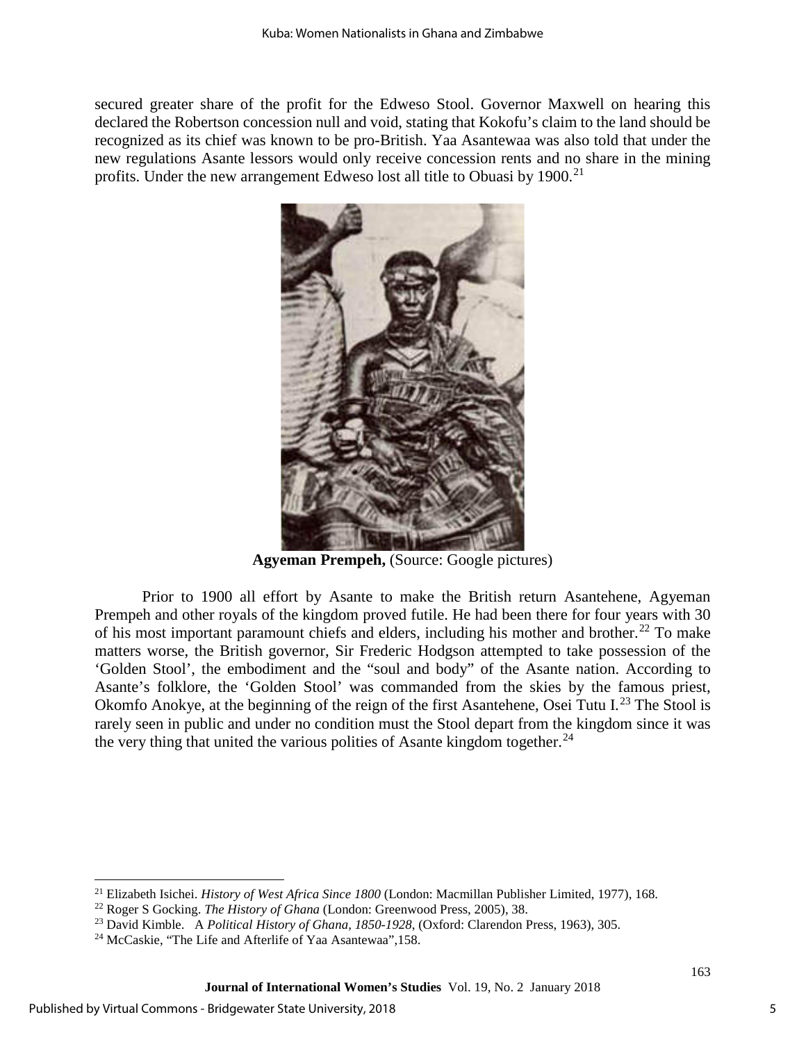secured greater share of the profit for the Edweso Stool. Governor Maxwell on hearing this declared the Robertson concession null and void, stating that Kokofu's claim to the land should be recognized as its chief was known to be pro-British. Yaa Asantewaa was also told that under the new regulations Asante lessors would only receive concession rents and no share in the mining profits. Under the new arrangement Edweso lost all title to Obuasi by 1900.[21]

**Agyeman Prempeh,** (Source: Google pictures)

Prior to 1900 all effort by Asante to make the British return Asantehene, Agyeman Prempeh and other royals of the kingdom proved futile. He had been there for four years with 30 of his most important paramount chiefs and elders, including his mother and brother.[22] To make matters worse, the British governor, Sir Frederic Hodgson attempted to take possession of the 'Golden Stool', the embodiment and the "soul and body" of the Asante nation. According to Asante's folklore, the 'Golden Stool' was commanded from the skies by the famous priest, Okomfo Anokye, at the beginning of the reign of the first Asantehene, Osei Tutu I.[23] The Stool is rarely seen in public and under no condition must the Stool depart from the kingdom since it was the very thing that united the various polities of Asante kingdom together.[24]

---

[21] Elizabeth Isichei. *History of West Africa Since 1800* (London: Macmillan Publisher Limited, 1977), 168.

[22] Roger S Gocking. *The History of Ghana* (London: Greenwood Press, 2005), 38.

[23] David Kimble. A *Political History of Ghana, 1850-1928*, (Oxford: Clarendon Press, 1963), 305.

[24] McCaskie, "The Life and Afterlife of Yaa Asantewaa",158.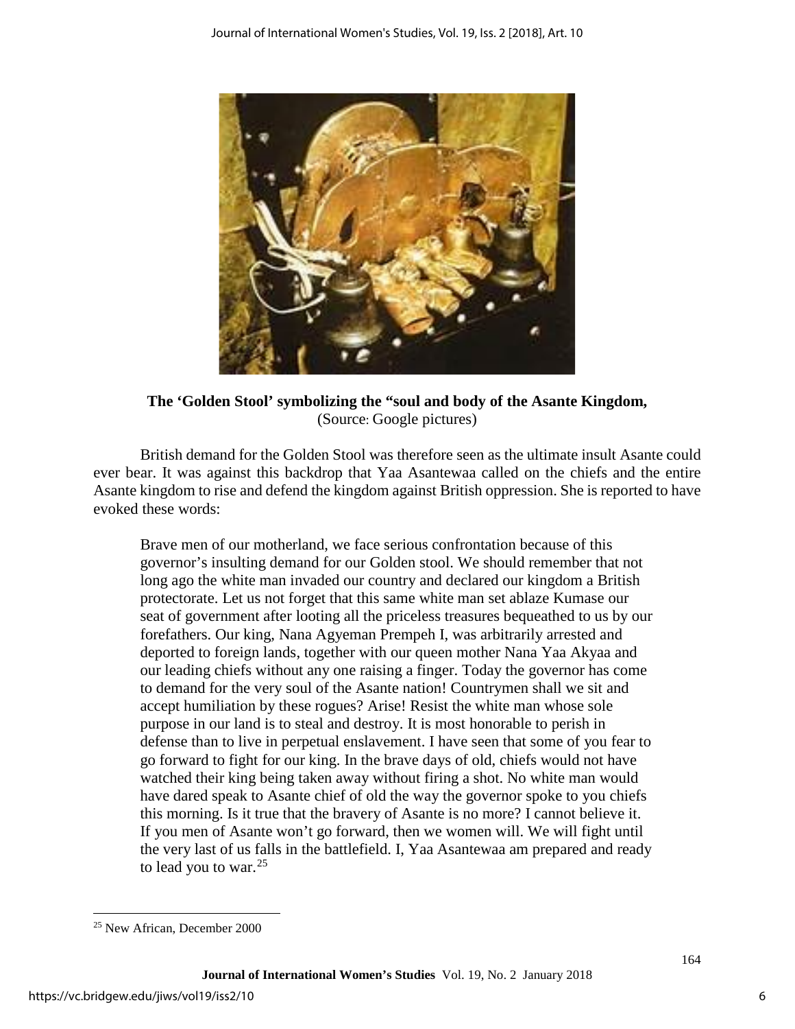**The 'Golden Stool' symbolizing the "soul and body of the Asante Kingdom,**
(Source: Google pictures)

British demand for the Golden Stool was therefore seen as the ultimate insult Asante could ever bear. It was against this backdrop that Yaa Asantewaa called on the chiefs and the entire Asante kingdom to rise and defend the kingdom against British oppression. She is reported to have evoked these words:

> Brave men of our motherland, we face serious confrontation because of this governor's insulting demand for our Golden stool. We should remember that not long ago the white man invaded our country and declared our kingdom a British protectorate. Let us not forget that this same white man set ablaze Kumase our seat of government after looting all the priceless treasures bequeathed to us by our forefathers. Our king, Nana Agyeman Prempeh I, was arbitrarily arrested and deported to foreign lands, together with our queen mother Nana Yaa Akyaa and our leading chiefs without any one raising a finger. Today the governor has come to demand for the very soul of the Asante nation! Countrymen shall we sit and accept humiliation by these rogues? Arise! Resist the white man whose sole purpose in our land is to steal and destroy. It is most honorable to perish in defense than to live in perpetual enslavement. I have seen that some of you fear to go forward to fight for our king. In the brave days of old, chiefs would not have watched their king being taken away without firing a shot. No white man would have dared speak to Asante chief of old the way the governor spoke to you chiefs this morning. Is it true that the bravery of Asante is no more? I cannot believe it. If you men of Asante won't go forward, then we women will. We will fight until the very last of us falls in the battlefield. I, Yaa Asantewaa am prepared and ready to lead you to war.[25]

---

[25] New African, December 2000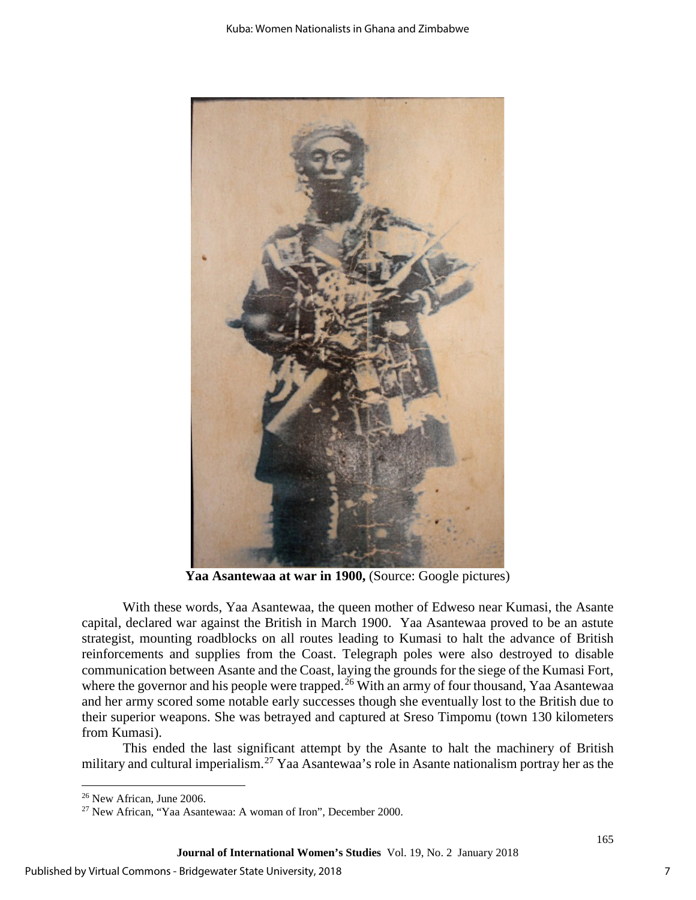**Yaa Asantewaa at war in 1900,** (Source: Google pictures)

With these words, Yaa Asantewaa, the queen mother of Edweso near Kumasi, the Asante capital, declared war against the British in March 1900. Yaa Asantewaa proved to be an astute strategist, mounting roadblocks on all routes leading to Kumasi to halt the advance of British reinforcements and supplies from the Coast. Telegraph poles were also destroyed to disable communication between Asante and the Coast, laying the grounds for the siege of the Kumasi Fort, where the governor and his people were trapped.[26] With an army of four thousand, Yaa Asantewaa and her army scored some notable early successes though she eventually lost to the British due to their superior weapons. She was betrayed and captured at Sreso Timpomu (town 130 kilometers from Kumasi).

This ended the last significant attempt by the Asante to halt the machinery of British military and cultural imperialism.[27] Yaa Asantewaa's role in Asante nationalism portray her as the

---

[26] New African, June 2006.

[27] New African, "Yaa Asantewaa: A woman of Iron", December 2000.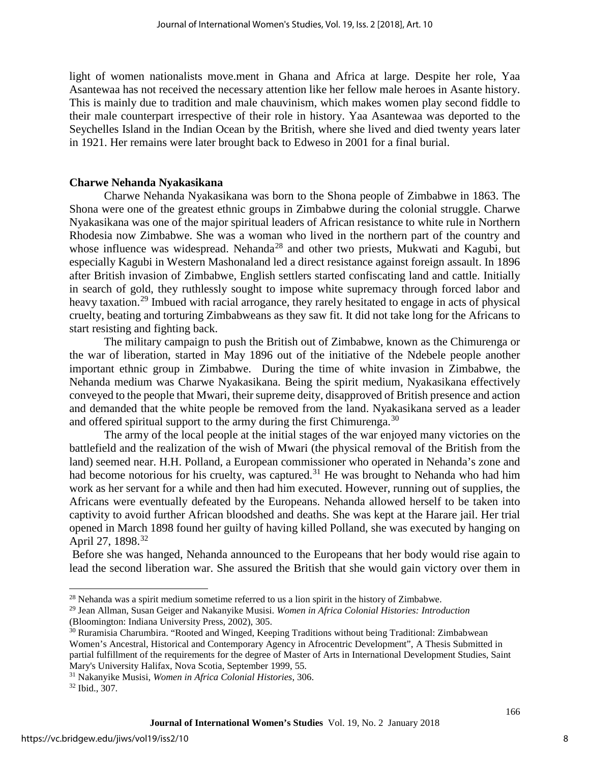light of women nationalists move.ment in Ghana and Africa at large. Despite her role, Yaa Asantewaa has not received the necessary attention like her fellow male heroes in Asante history. This is mainly due to tradition and male chauvinism, which makes women play second fiddle to their male counterpart irrespective of their role in history. Yaa Asantewaa was deported to the Seychelles Island in the Indian Ocean by the British, where she lived and died twenty years later in 1921. Her remains were later brought back to Edweso in 2001 for a final burial.

**Charwe Nehanda Nyakasikana**

Charwe Nehanda Nyakasikana was born to the Shona people of Zimbabwe in 1863. The Shona were one of the greatest ethnic groups in Zimbabwe during the colonial struggle. Charwe Nyakasikana was one of the major spiritual leaders of African resistance to white rule in Northern Rhodesia now Zimbabwe. She was a woman who lived in the northern part of the country and whose influence was widespread. Nehanda[28] and other two priests, Mukwati and Kagubi, but especially Kagubi in Western Mashonaland led a direct resistance against foreign assault. In 1896 after British invasion of Zimbabwe, English settlers started confiscating land and cattle. Initially in search of gold, they ruthlessly sought to impose white supremacy through forced labor and heavy taxation.[29] Imbued with racial arrogance, they rarely hesitated to engage in acts of physical cruelty, beating and torturing Zimbabweans as they saw fit. It did not take long for the Africans to start resisting and fighting back.

The military campaign to push the British out of Zimbabwe, known as the Chimurenga or the war of liberation, started in May 1896 out of the initiative of the Ndebele people another important ethnic group in Zimbabwe. During the time of white invasion in Zimbabwe, the Nehanda medium was Charwe Nyakasikana. Being the spirit medium, Nyakasikana effectively conveyed to the people that Mwari, their supreme deity, disapproved of British presence and action and demanded that the white people be removed from the land. Nyakasikana served as a leader and offered spiritual support to the army during the first Chimurenga.[30]

The army of the local people at the initial stages of the war enjoyed many victories on the battlefield and the realization of the wish of Mwari (the physical removal of the British from the land) seemed near. H.H. Polland, a European commissioner who operated in Nehanda's zone and had become notorious for his cruelty, was captured.[31] He was brought to Nehanda who had him work as her servant for a while and then had him executed. However, running out of supplies, the Africans were eventually defeated by the Europeans. Nehanda allowed herself to be taken into captivity to avoid further African bloodshed and deaths. She was kept at the Harare jail. Her trial opened in March 1898 found her guilty of having killed Polland, she was executed by hanging on April 27, 1898.[32]

Before she was hanged, Nehanda announced to the Europeans that her body would rise again to lead the second liberation war. She assured the British that she would gain victory over them in

---

[28] Nehanda was a spirit medium sometime referred to us a lion spirit in the history of Zimbabwe.

[29] Jean Allman, Susan Geiger and Nakanyike Musisi. *Women in Africa Colonial Histories: Introduction* (Bloomington: Indiana University Press, 2002), 305.

[30] Ruramisia Charumbira. "Rooted and Winged, Keeping Traditions without being Traditional: Zimbabwean Women's Ancestral, Historical and Contemporary Agency in Afrocentric Development", A Thesis Submitted in partial fulfillment of the requirements for the degree of Master of Arts in International Development Studies, Saint Mary's University Halifax, Nova Scotia, September 1999, 55.

[31] Nakanyike Musisi, *Women in Africa Colonial Histories*, 306.

[32] Ibid., 307.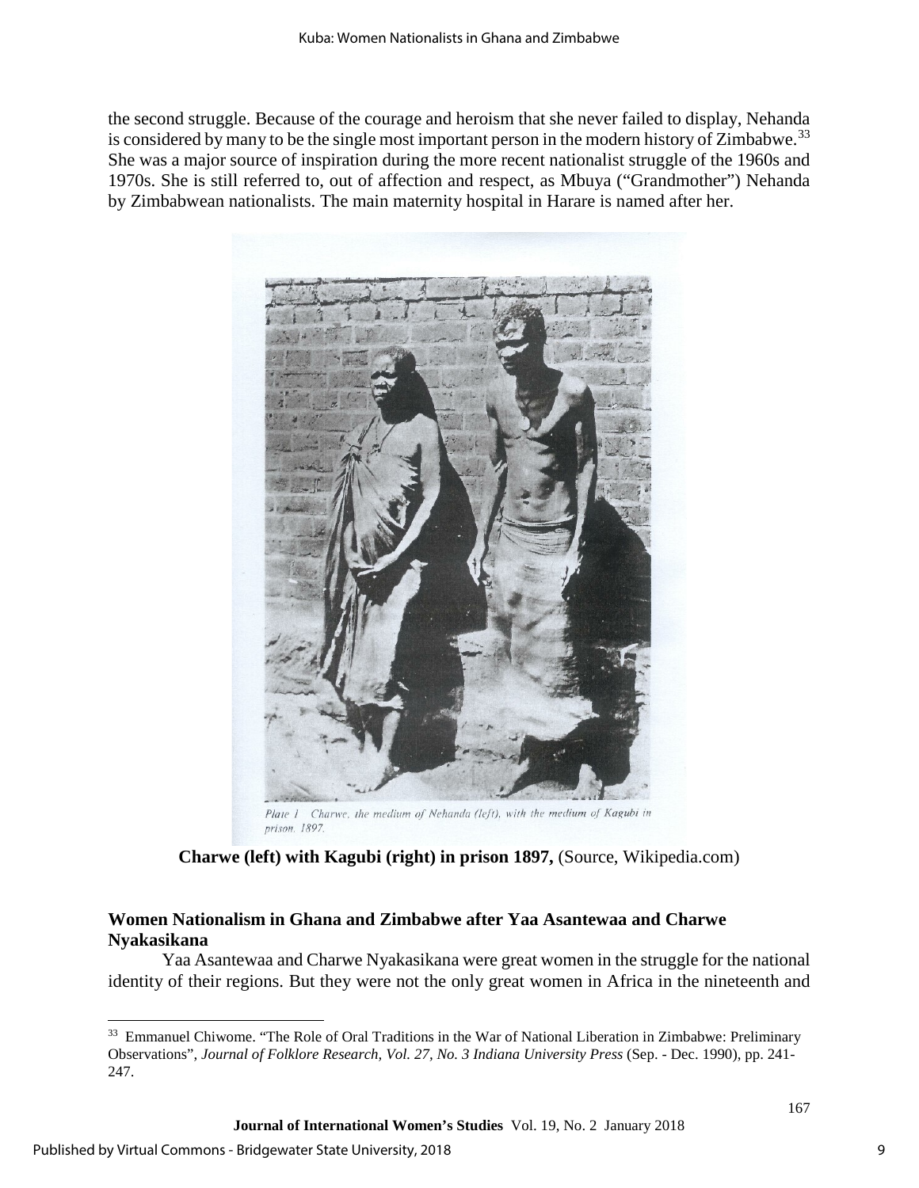the second struggle. Because of the courage and heroism that she never failed to display, Nehanda is considered by many to be the single most important person in the modern history of Zimbabwe.[33] She was a major source of inspiration during the more recent nationalist struggle of the 1960s and 1970s. She is still referred to, out of affection and respect, as Mbuya ("Grandmother") Nehanda by Zimbabwean nationalists. The main maternity hospital in Harare is named after her.

*Plate 1 Charwe, the medium of Nehanda (left), with the medium of Kagubi in prison, 1897.*

**Charwe (left) with Kagubi (right) in prison 1897,** (Source, Wikipedia.com)

### Women Nationalism in Ghana and Zimbabwe after Yaa Asantewaa and Charwe Nyakasikana

Yaa Asantewaa and Charwe Nyakasikana were great women in the struggle for the national identity of their regions. But they were not the only great women in Africa in the nineteenth and

---

[33] Emmanuel Chiwome. "The Role of Oral Traditions in the War of National Liberation in Zimbabwe: Preliminary Observations", *Journal of Folklore Research, Vol. 27, No. 3 Indiana University Press* (Sep. - Dec. 1990), pp. 241-247.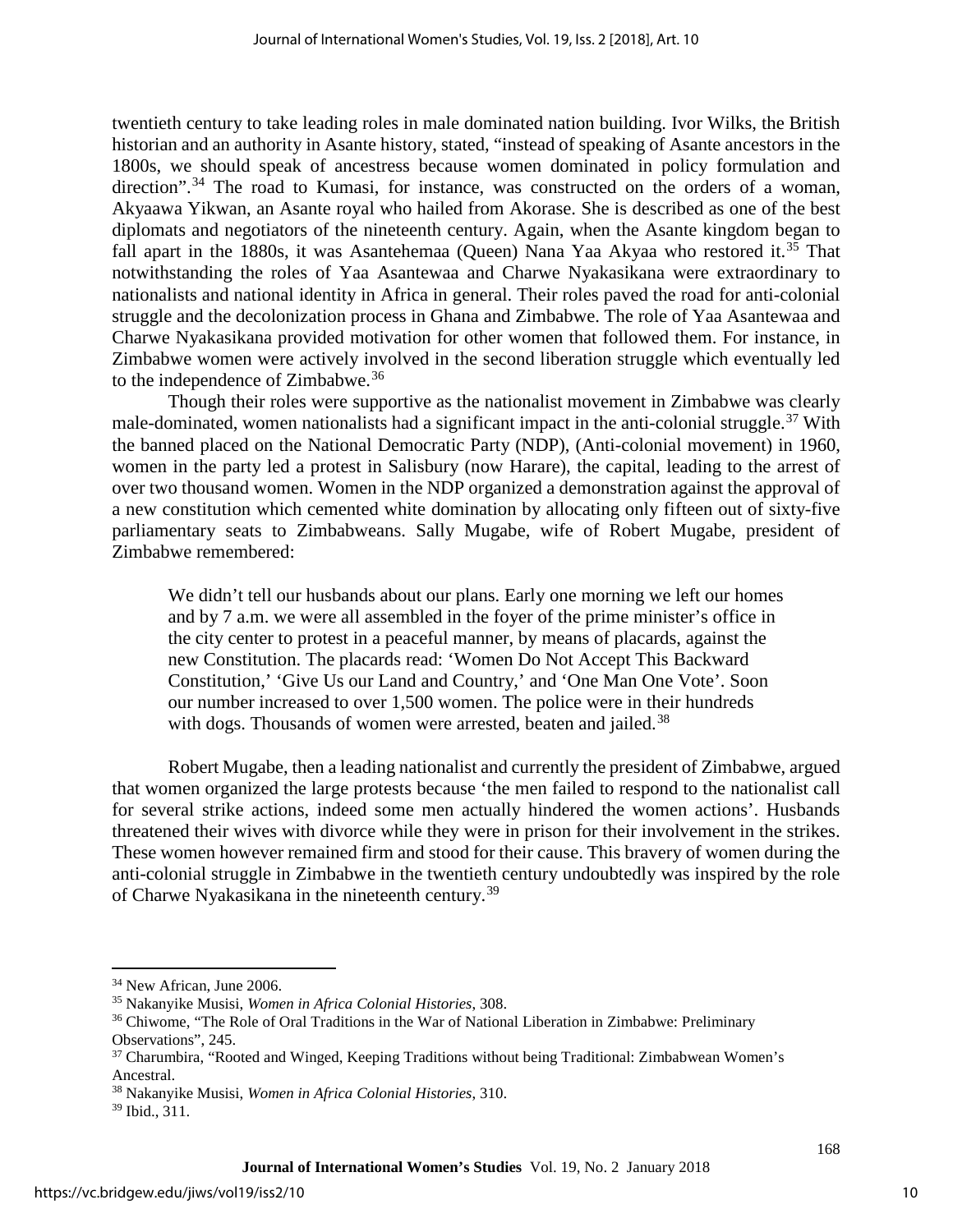twentieth century to take leading roles in male dominated nation building. Ivor Wilks, the British historian and an authority in Asante history, stated, "instead of speaking of Asante ancestors in the 1800s, we should speak of ancestress because women dominated in policy formulation and direction".[34] The road to Kumasi, for instance, was constructed on the orders of a woman, Akyaawa Yikwan, an Asante royal who hailed from Akorase. She is described as one of the best diplomats and negotiators of the nineteenth century. Again, when the Asante kingdom began to fall apart in the 1880s, it was Asantehemaa (Queen) Nana Yaa Akyaa who restored it.[35] That notwithstanding the roles of Yaa Asantewaa and Charwe Nyakasikana were extraordinary to nationalists and national identity in Africa in general. Their roles paved the road for anti-colonial struggle and the decolonization process in Ghana and Zimbabwe. The role of Yaa Asantewaa and Charwe Nyakasikana provided motivation for other women that followed them. For instance, in Zimbabwe women were actively involved in the second liberation struggle which eventually led to the independence of Zimbabwe.[36]

Though their roles were supportive as the nationalist movement in Zimbabwe was clearly male-dominated, women nationalists had a significant impact in the anti-colonial struggle.[37] With the banned placed on the National Democratic Party (NDP), (Anti-colonial movement) in 1960, women in the party led a protest in Salisbury (now Harare), the capital, leading to the arrest of over two thousand women. Women in the NDP organized a demonstration against the approval of a new constitution which cemented white domination by allocating only fifteen out of sixty-five parliamentary seats to Zimbabweans. Sally Mugabe, wife of Robert Mugabe, president of Zimbabwe remembered:

> We didn't tell our husbands about our plans. Early one morning we left our homes and by 7 a.m. we were all assembled in the foyer of the prime minister's office in the city center to protest in a peaceful manner, by means of placards, against the new Constitution. The placards read: 'Women Do Not Accept This Backward Constitution,' 'Give Us our Land and Country,' and 'One Man One Vote'. Soon our number increased to over 1,500 women. The police were in their hundreds with dogs. Thousands of women were arrested, beaten and jailed.[38]

Robert Mugabe, then a leading nationalist and currently the president of Zimbabwe, argued that women organized the large protests because 'the men failed to respond to the nationalist call for several strike actions, indeed some men actually hindered the women actions'. Husbands threatened their wives with divorce while they were in prison for their involvement in the strikes. These women however remained firm and stood for their cause. This bravery of women during the anti-colonial struggle in Zimbabwe in the twentieth century undoubtedly was inspired by the role of Charwe Nyakasikana in the nineteenth century.[39]

---

[34] New African, June 2006.

[35] Nakanyike Musisi, *Women in Africa Colonial Histories*, 308.

[36] Chiwome, "The Role of Oral Traditions in the War of National Liberation in Zimbabwe: Preliminary Observations", 245.

[37] Charumbira, "Rooted and Winged, Keeping Traditions without being Traditional: Zimbabwean Women's Ancestral.

[38] Nakanyike Musisi, *Women in Africa Colonial Histories*, 310.

[39] Ibid., 311.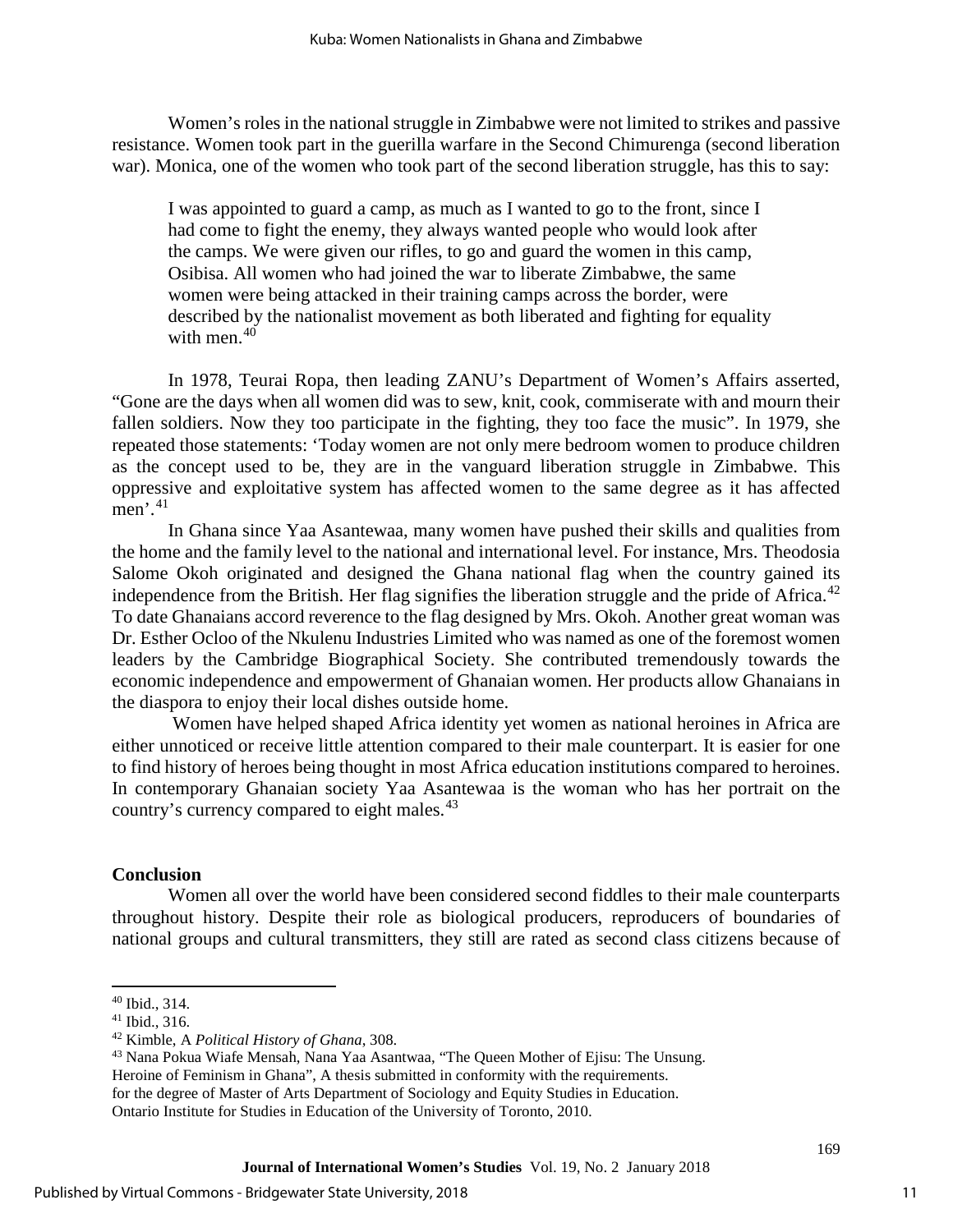Women's roles in the national struggle in Zimbabwe were not limited to strikes and passive resistance. Women took part in the guerilla warfare in the Second Chimurenga (second liberation war). Monica, one of the women who took part of the second liberation struggle, has this to say:

> I was appointed to guard a camp, as much as I wanted to go to the front, since I had come to fight the enemy, they always wanted people who would look after the camps. We were given our rifles, to go and guard the women in this camp, Osibisa. All women who had joined the war to liberate Zimbabwe, the same women were being attacked in their training camps across the border, were described by the nationalist movement as both liberated and fighting for equality with men.[40]

In 1978, Teurai Ropa, then leading ZANU's Department of Women's Affairs asserted, "Gone are the days when all women did was to sew, knit, cook, commiserate with and mourn their fallen soldiers. Now they too participate in the fighting, they too face the music". In 1979, she repeated those statements: 'Today women are not only mere bedroom women to produce children as the concept used to be, they are in the vanguard liberation struggle in Zimbabwe. This oppressive and exploitative system has affected women to the same degree as it has affected men'.[41]

In Ghana since Yaa Asantewaa, many women have pushed their skills and qualities from the home and the family level to the national and international level. For instance, Mrs. Theodosia Salome Okoh originated and designed the Ghana national flag when the country gained its independence from the British. Her flag signifies the liberation struggle and the pride of Africa.[42] To date Ghanaians accord reverence to the flag designed by Mrs. Okoh. Another great woman was Dr. Esther Ocloo of the Nkulenu Industries Limited who was named as one of the foremost women leaders by the Cambridge Biographical Society. She contributed tremendously towards the economic independence and empowerment of Ghanaian women. Her products allow Ghanaians in the diaspora to enjoy their local dishes outside home.

Women have helped shaped Africa identity yet women as national heroines in Africa are either unnoticed or receive little attention compared to their male counterpart. It is easier for one to find history of heroes being thought in most Africa education institutions compared to heroines. In contemporary Ghanaian society Yaa Asantewaa is the woman who has her portrait on the country's currency compared to eight males.[43]

## Conclusion

Women all over the world have been considered second fiddles to their male counterparts throughout history. Despite their role as biological producers, reproducers of boundaries of national groups and cultural transmitters, they still are rated as second class citizens because of

---

[40] Ibid., 314.

[41] Ibid., 316.

[42] Kimble, A *Political History of Ghana*, 308.

[43] Nana Pokua Wiafe Mensah, Nana Yaa Asantwaa, "The Queen Mother of Ejisu: The Unsung. Heroine of Feminism in Ghana", A thesis submitted in conformity with the requirements. for the degree of Master of Arts Department of Sociology and Equity Studies in Education. Ontario Institute for Studies in Education of the University of Toronto, 2010.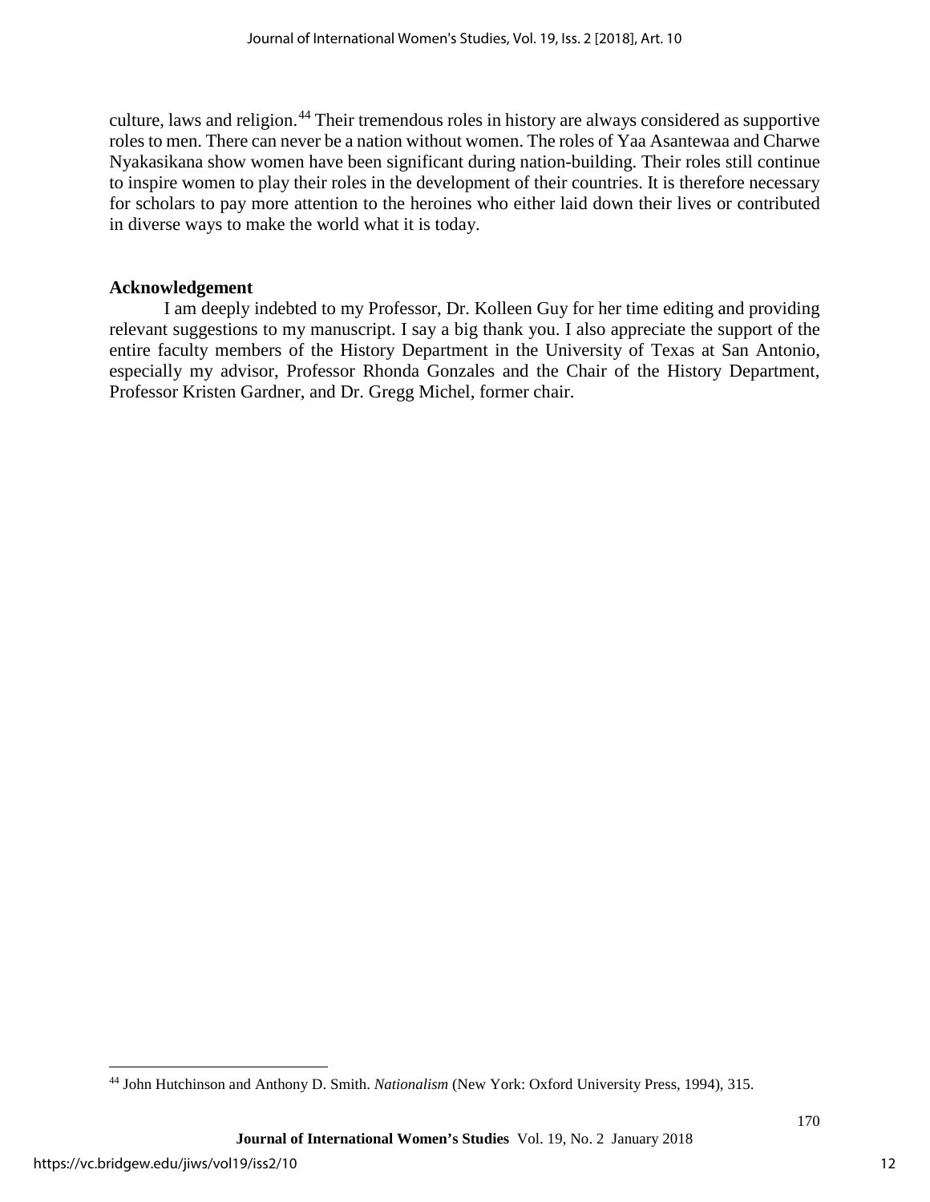culture, laws and religion.[44] Their tremendous roles in history are always considered as supportive roles to men. There can never be a nation without women. The roles of Yaa Asantewaa and Charwe Nyakasikana show women have been significant during nation-building. Their roles still continue to inspire women to play their roles in the development of their countries. It is therefore necessary for scholars to pay more attention to the heroines who either laid down their lives or contributed in diverse ways to make the world what it is today.

## Acknowledgement

I am deeply indebted to my Professor, Dr. Kolleen Guy for her time editing and providing relevant suggestions to my manuscript. I say a big thank you. I also appreciate the support of the entire faculty members of the History Department in the University of Texas at San Antonio, especially my advisor, Professor Rhonda Gonzales and the Chair of the History Department, Professor Kristen Gardner, and Dr. Gregg Michel, former chair.

---

[44] John Hutchinson and Anthony D. Smith. *Nationalism* (New York: Oxford University Press, 1994), 315.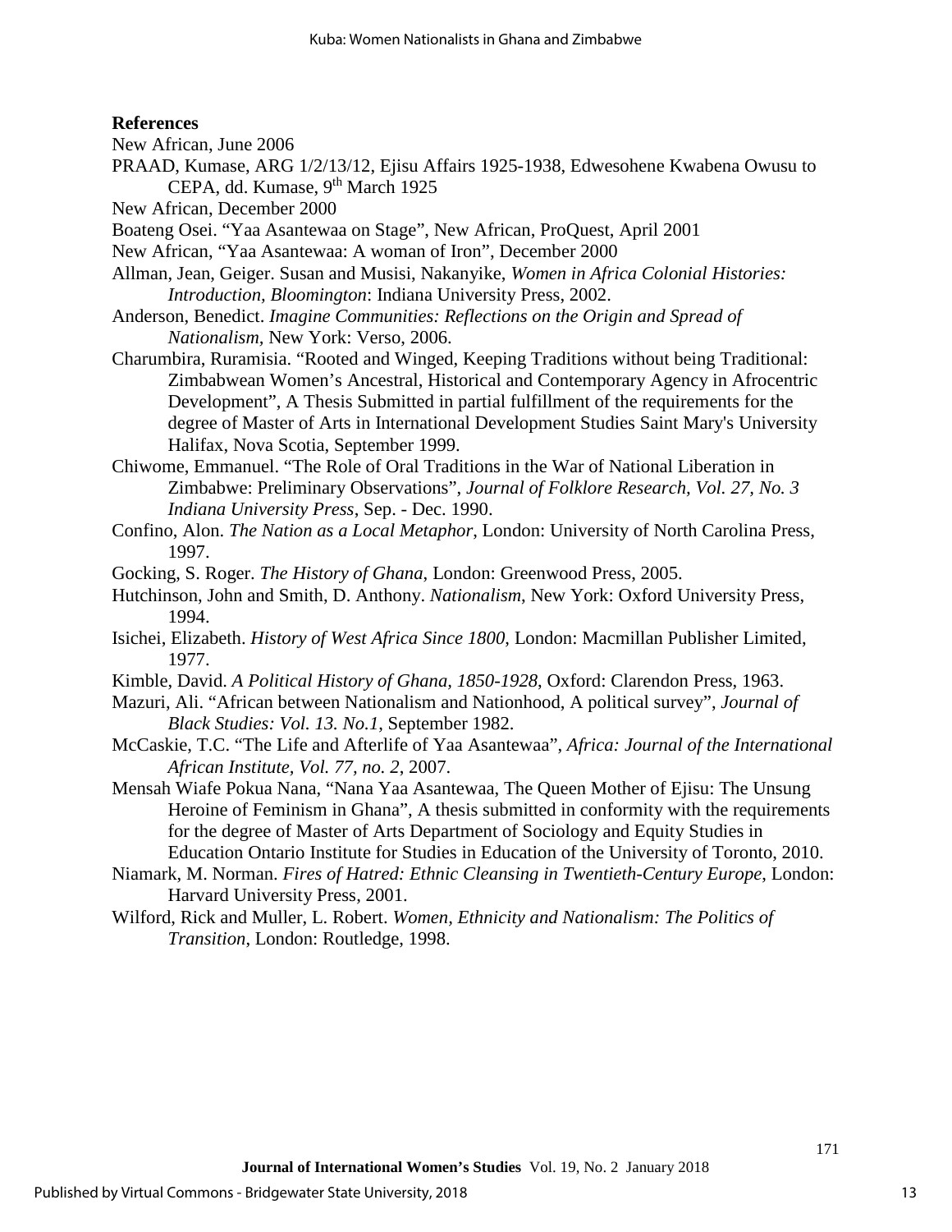**References**

New African, June 2006

PRAAD, Kumase, ARG 1/2/13/12, Ejisu Affairs 1925-1938, Edwesohene Kwabena Owusu to CEPA, dd. Kumase, 9th March 1925

New African, December 2000

Boateng Osei. "Yaa Asantewaa on Stage", New African, ProQuest, April 2001

New African, "Yaa Asantewaa: A woman of Iron", December 2000

Allman, Jean, Geiger. Susan and Musisi, Nakanyike, *Women in Africa Colonial Histories: Introduction, Bloomington*: Indiana University Press, 2002.

Anderson, Benedict. *Imagine Communities: Reflections on the Origin and Spread of Nationalism*, New York: Verso, 2006.

Charumbira, Ruramisia. "Rooted and Winged, Keeping Traditions without being Traditional: Zimbabwean Women's Ancestral, Historical and Contemporary Agency in Afrocentric Development", A Thesis Submitted in partial fulfillment of the requirements for the degree of Master of Arts in International Development Studies Saint Mary's University Halifax, Nova Scotia, September 1999.

Chiwome, Emmanuel. "The Role of Oral Traditions in the War of National Liberation in Zimbabwe: Preliminary Observations", *Journal of Folklore Research, Vol. 27, No. 3 Indiana University Press*, Sep. - Dec. 1990.

Confino, Alon. *The Nation as a Local Metaphor*, London: University of North Carolina Press, 1997.

Gocking, S. Roger. *The History of Ghana*, London: Greenwood Press, 2005.

Hutchinson, John and Smith, D. Anthony. *Nationalism*, New York: Oxford University Press, 1994.

Isichei, Elizabeth. *History of West Africa Since 1800*, London: Macmillan Publisher Limited, 1977.

Kimble, David. *A Political History of Ghana, 1850-1928*, Oxford: Clarendon Press, 1963.

Mazuri, Ali. "African between Nationalism and Nationhood, A political survey", *Journal of Black Studies: Vol. 13. No.1*, September 1982.

McCaskie, T.C. "The Life and Afterlife of Yaa Asantewaa", *Africa: Journal of the International African Institute, Vol. 77, no. 2*, 2007.

Mensah Wiafe Pokua Nana, "Nana Yaa Asantewaa, The Queen Mother of Ejisu: The Unsung Heroine of Feminism in Ghana", A thesis submitted in conformity with the requirements for the degree of Master of Arts Department of Sociology and Equity Studies in Education Ontario Institute for Studies in Education of the University of Toronto, 2010.

Niamark, M. Norman. *Fires of Hatred: Ethnic Cleansing in Twentieth-Century Europe*, London: Harvard University Press, 2001.

Wilford, Rick and Muller, L. Robert. *Women, Ethnicity and Nationalism: The Politics of Transition*, London: Routledge, 1998.